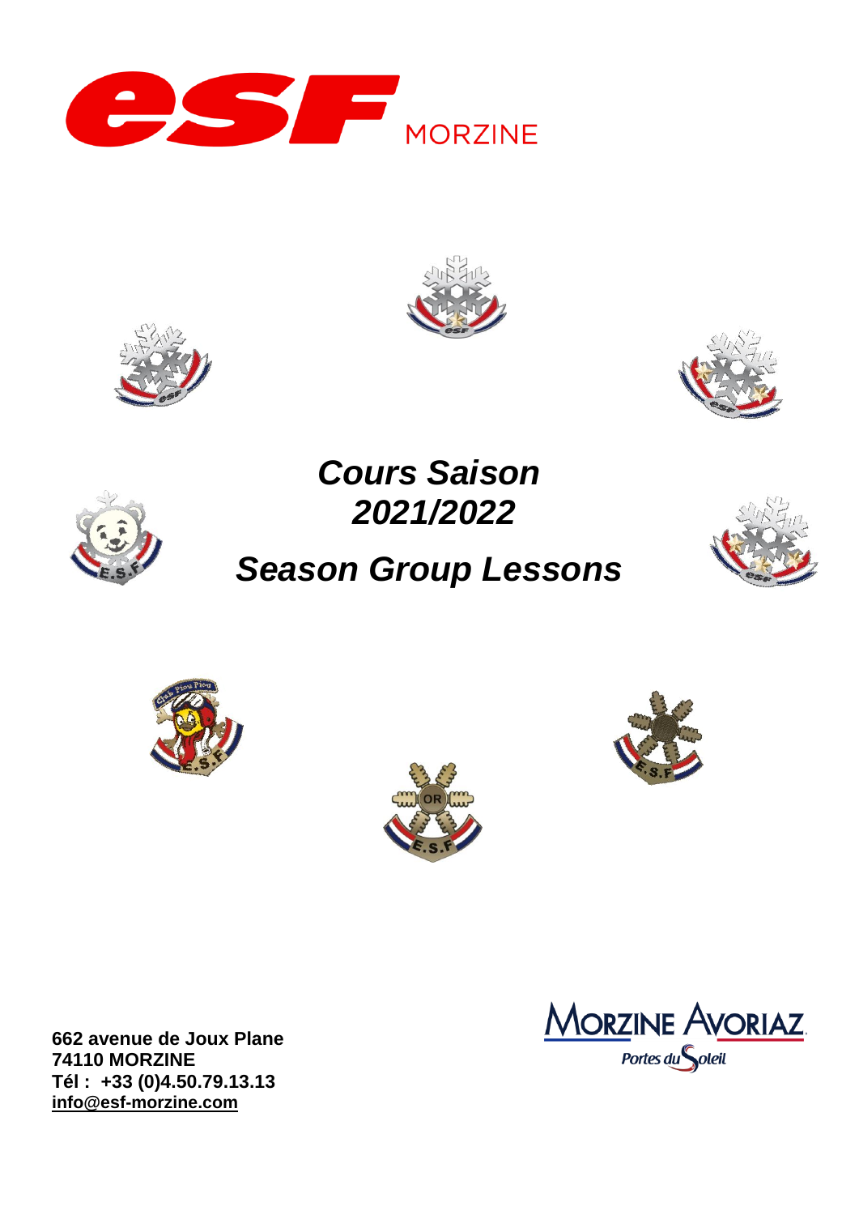MORZINE

# *Cours Saison 2021/2022*

# *Season Group Lessons*

**662 avenue de Joux Plane**
**74110 MORZINE**
**Tél : +33 (0)4.50.79.13.13**
**info@esf-morzine.com**

MORZINE AVORIAZ
Portes du Soleil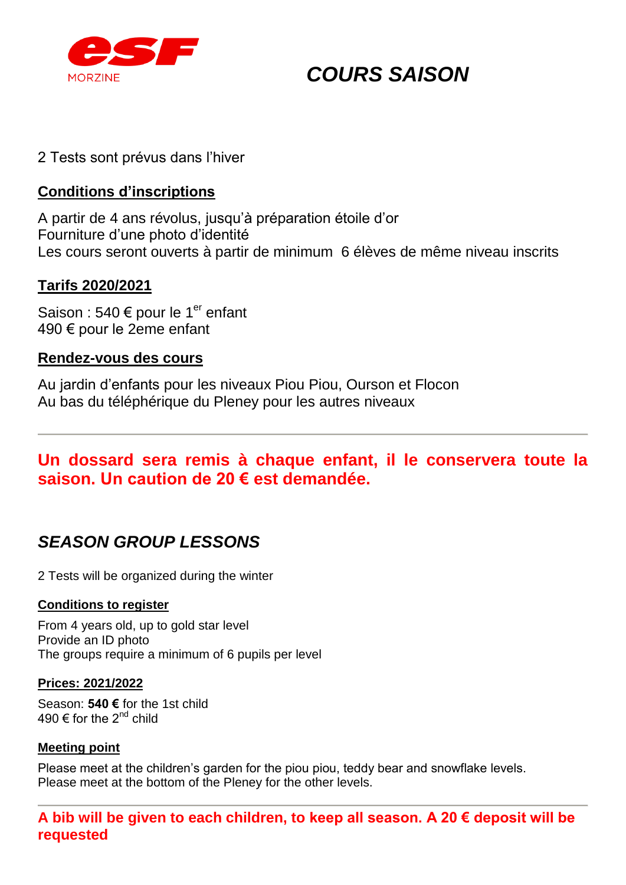esf MORZINE

# *COURS SAISON*

2 Tests sont prévus dans l'hiver

## Conditions d'inscriptions

A partir de 4 ans révolus, jusqu'à préparation étoile d'or
Fourniture d'une photo d'identité
Les cours seront ouverts à partir de minimum 6 élèves de même niveau inscrits

## Tarifs 2020/2021

Saison : 540 € pour le 1er enfant
490 € pour le 2eme enfant

## Rendez-vous des cours

Au jardin d'enfants pour les niveaux Piou Piou, Ourson et Flocon
Au bas du téléphérique du Pleney pour les autres niveaux

---

**Un dossard sera remis à chaque enfant, il le conservera toute la saison. Un caution de 20 € est demandée.**

# *SEASON GROUP LESSONS*

2 Tests will be organized during the winter

## Conditions to register

From 4 years old, up to gold star level
Provide an ID photo
The groups require a minimum of 6 pupils per level

## Prices: 2021/2022

Season: **540 €** for the 1st child
490 € for the 2nd child

## Meeting point

Please meet at the children's garden for the piou piou, teddy bear and snowflake levels.
Please meet at the bottom of the Pleney for the other levels.

---

**A bib will be given to each children, to keep all season. A 20 € deposit will be requested**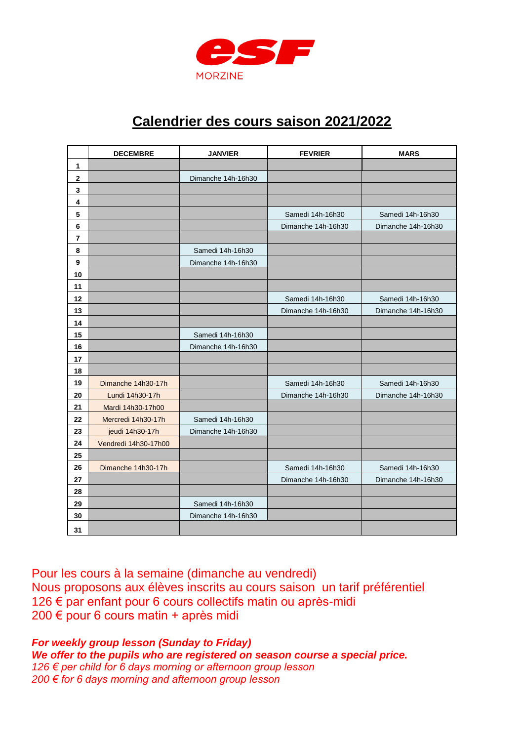esf
MORZINE

# Calendrier des cours saison 2021/2022

| | DECEMBRE | JANVIER | FEVRIER | MARS |
|---|---|---|---|---|
| 1 | | | | |
| 2 | | Dimanche 14h-16h30 | | |
| 3 | | | | |
| 4 | | | | |
| 5 | | | Samedi 14h-16h30 | Samedi 14h-16h30 |
| 6 | | | Dimanche 14h-16h30 | Dimanche 14h-16h30 |
| 7 | | | | |
| 8 | | Samedi 14h-16h30 | | |
| 9 | | Dimanche 14h-16h30 | | |
| 10 | | | | |
| 11 | | | | |
| 12 | | | Samedi 14h-16h30 | Samedi 14h-16h30 |
| 13 | | | Dimanche 14h-16h30 | Dimanche 14h-16h30 |
| 14 | | | | |
| 15 | | Samedi 14h-16h30 | | |
| 16 | | Dimanche 14h-16h30 | | |
| 17 | | | | |
| 18 | | | | |
| 19 | Dimanche 14h30-17h | | Samedi 14h-16h30 | Samedi 14h-16h30 |
| 20 | Lundi 14h30-17h | | Dimanche 14h-16h30 | Dimanche 14h-16h30 |
| 21 | Mardi 14h30-17h00 | | | |
| 22 | Mercredi 14h30-17h | Samedi 14h-16h30 | | |
| 23 | jeudi 14h30-17h | Dimanche 14h-16h30 | | |
| 24 | Vendredi 14h30-17h00 | | | |
| 25 | | | | |
| 26 | Dimanche 14h30-17h | | Samedi 14h-16h30 | Samedi 14h-16h30 |
| 27 | | | Dimanche 14h-16h30 | Dimanche 14h-16h30 |
| 28 | | | | |
| 29 | | Samedi 14h-16h30 | | |
| 30 | | Dimanche 14h-16h30 | | |
| 31 | | | | |

Pour les cours à la semaine (dimanche au vendredi)
Nous proposons aux élèves inscrits au cours saison un tarif préférentiel
126 € par enfant pour 6 cours collectifs matin ou après-midi
200 € pour 6 cours matin + après midi

***For weekly group lesson (Sunday to Friday)***
***We offer to the pupils who are registered on season course a special price.***
*126 € per child for 6 days morning or afternoon group lesson*
*200 € for 6 days morning and afternoon group lesson*